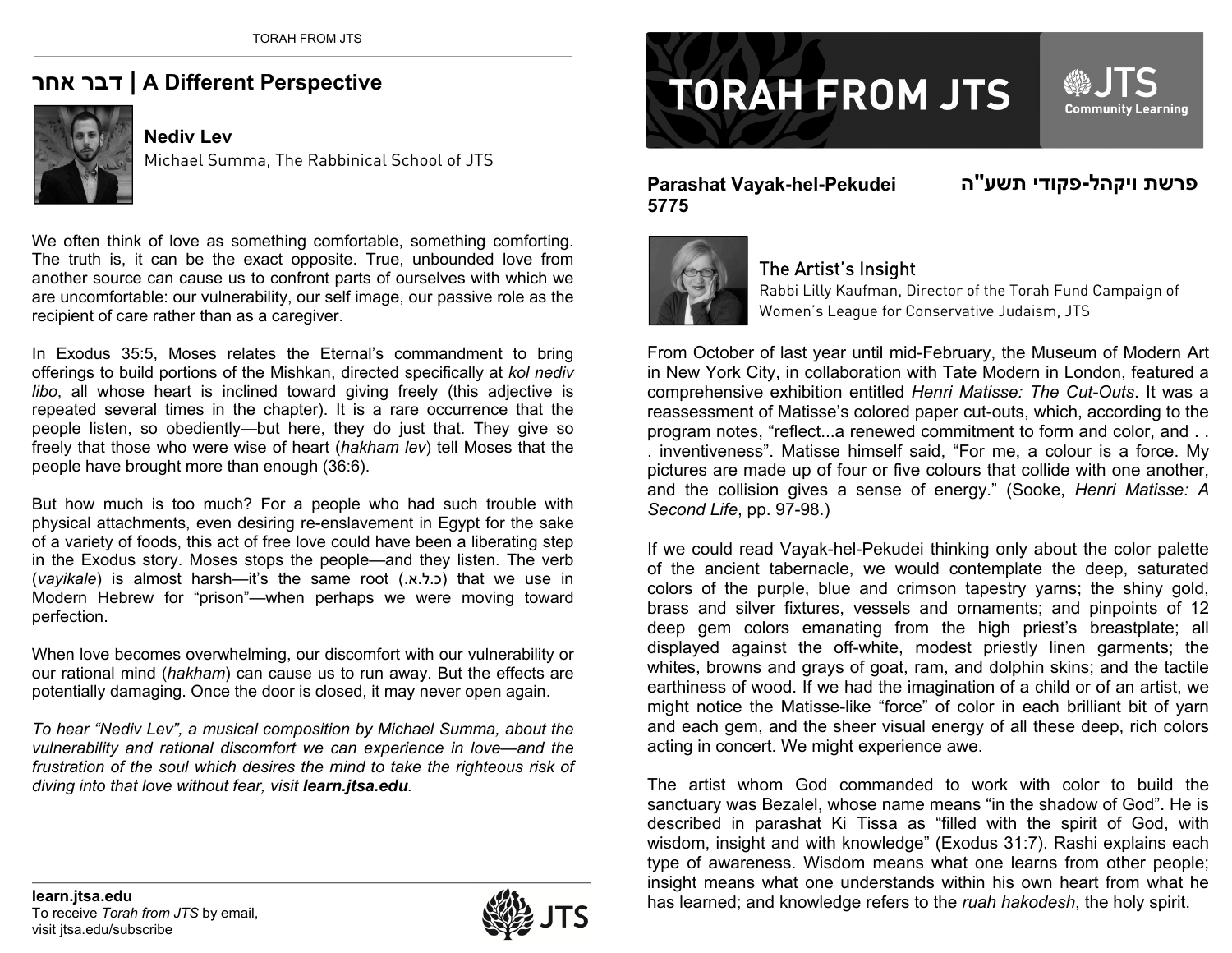# TORAH FROM JTS

**Parashat Vayak-hel-Pekudei 5775** **פרשת ויקהל-פקודי תשע"ה**

## The Artist's Insight

Rabbi Lilly Kaufman, Director of the Torah Fund Campaign of Women's League for Conservative Judaism, JTS

From October of last year until mid-February, the Museum of Modern Art in New York City, in collaboration with Tate Modern in London, featured a comprehensive exhibition entitled *Henri Matisse: The Cut-Outs*. It was a reassessment of Matisse's colored paper cut-outs, which, according to the program notes, "reflect...a renewed commitment to form and color, and . . . inventiveness". Matisse himself said, "For me, a colour is a force. My pictures are made up of four or five colours that collide with one another, and the collision gives a sense of energy." (Sooke, *Henri Matisse: A Second Life*, pp. 97-98.)

If we could read Vayak-hel-Pekudei thinking only about the color palette of the ancient tabernacle, we would contemplate the deep, saturated colors of the purple, blue and crimson tapestry yarns; the shiny gold, brass and silver fixtures, vessels and ornaments; and pinpoints of 12 deep gem colors emanating from the high priest's breastplate; all displayed against the off-white, modest priestly linen garments; the whites, browns and grays of goat, ram, and dolphin skins; and the tactile earthiness of wood. If we had the imagination of a child or of an artist, we might notice the Matisse-like "force" of color in each brilliant bit of yarn and each gem, and the sheer visual energy of all these deep, rich colors acting in concert. We might experience awe.

The artist whom God commanded to work with color to build the sanctuary was Bezalel, whose name means "in the shadow of God". He is described in parashat Ki Tissa as "filled with the spirit of God, with wisdom, insight and with knowledge" (Exodus 31:7). Rashi explains each type of awareness. Wisdom means what one learns from other people; insight means what one understands within his own heart from what he has learned; and knowledge refers to the *ruah hakodesh*, the holy spirit.

## דבר אחר | A Different Perspective

### Nediv Lev

Michael Summa, The Rabbinical School of JTS

We often think of love as something comfortable, something comforting. The truth is, it can be the exact opposite. True, unbounded love from another source can cause us to confront parts of ourselves with which we are uncomfortable: our vulnerability, our self image, our passive role as the recipient of care rather than as a caregiver.

In Exodus 35:5, Moses relates the Eternal's commandment to bring offerings to build portions of the Mishkan, directed specifically at *kol nediv libo*, all whose heart is inclined toward giving freely (this adjective is repeated several times in the chapter). It is a rare occurrence that the people listen, so obediently—but here, they do just that. They give so freely that those who were wise of heart (*hakham lev*) tell Moses that the people have brought more than enough (36:6).

But how much is too much? For a people who had such trouble with physical attachments, even desiring re-enslavement in Egypt for the sake of a variety of foods, this act of free love could have been a liberating step in the Exodus story. Moses stops the people—and they listen. The verb (*vayikale*) is almost harsh—it's the same root (כ.ל.א.) that we use in Modern Hebrew for "prison"—when perhaps we were moving toward perfection.

When love becomes overwhelming, our discomfort with our vulnerability or our rational mind (*hakham*) can cause us to run away. But the effects are potentially damaging. Once the door is closed, it may never open again.

*To hear "Nediv Lev", a musical composition by Michael Summa, about the vulnerability and rational discomfort we can experience in love—and the frustration of the soul which desires the mind to take the righteous risk of diving into that love without fear, visit* ***learn.jtsa.edu****.*

**learn.jtsa.edu**
To receive *Torah from JTS* by email, visit jtsa.edu/subscribe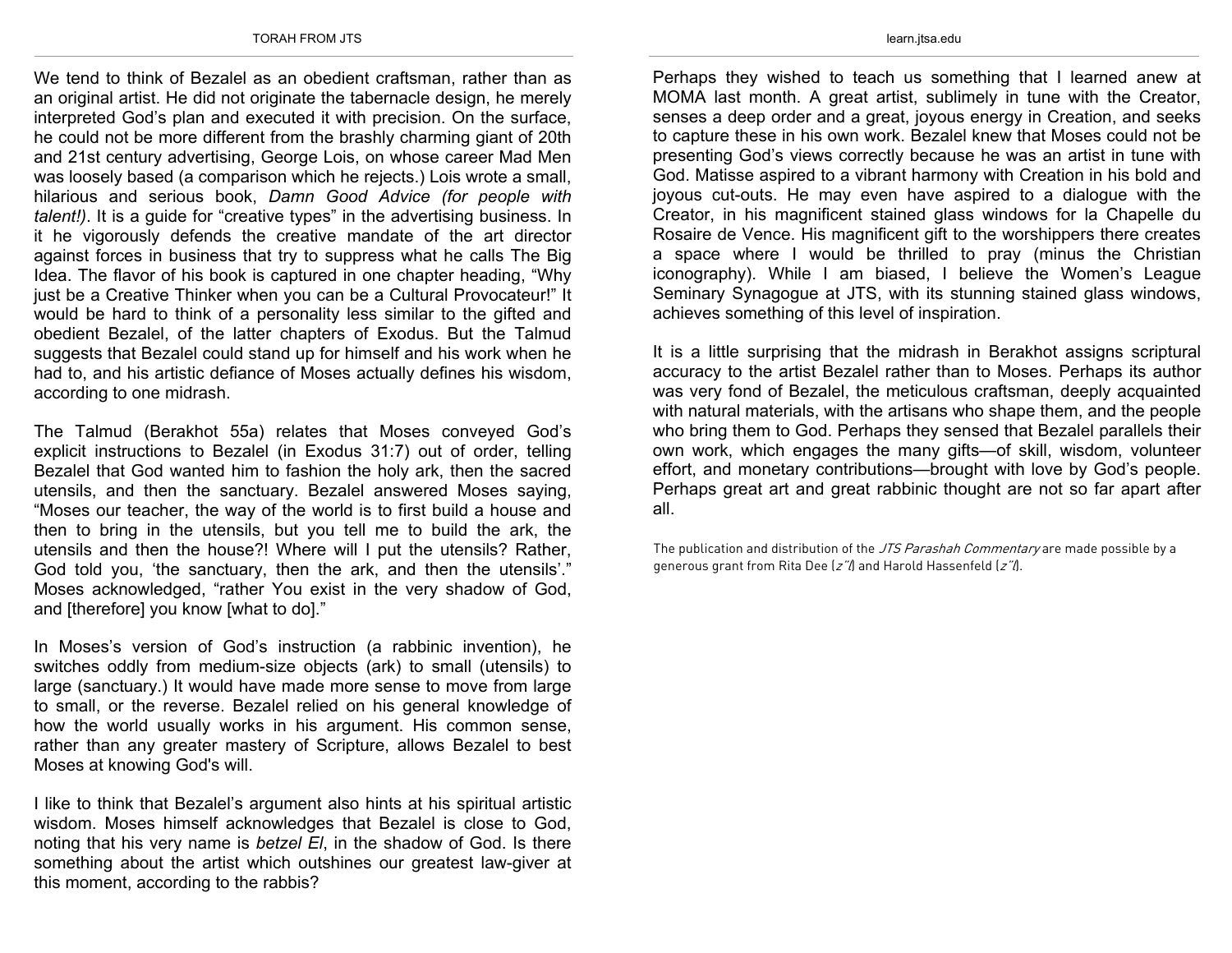We tend to think of Bezalel as an obedient craftsman, rather than as an original artist. He did not originate the tabernacle design, he merely interpreted God's plan and executed it with precision. On the surface, he could not be more different from the brashly charming giant of 20th and 21st century advertising, George Lois, on whose career Mad Men was loosely based (a comparison which he rejects.) Lois wrote a small, hilarious and serious book, *Damn Good Advice (for people with talent!)*. It is a guide for "creative types" in the advertising business. In it he vigorously defends the creative mandate of the art director against forces in business that try to suppress what he calls The Big Idea. The flavor of his book is captured in one chapter heading, "Why just be a Creative Thinker when you can be a Cultural Provocateur!" It would be hard to think of a personality less similar to the gifted and obedient Bezalel, of the latter chapters of Exodus. But the Talmud suggests that Bezalel could stand up for himself and his work when he had to, and his artistic defiance of Moses actually defines his wisdom, according to one midrash.

The Talmud (Berakhot 55a) relates that Moses conveyed God's explicit instructions to Bezalel (in Exodus 31:7) out of order, telling Bezalel that God wanted him to fashion the holy ark, then the sacred utensils, and then the sanctuary. Bezalel answered Moses saying, "Moses our teacher, the way of the world is to first build a house and then to bring in the utensils, but you tell me to build the ark, the utensils and then the house?! Where will I put the utensils? Rather, God told you, 'the sanctuary, then the ark, and then the utensils'." Moses acknowledged, "rather You exist in the very shadow of God, and [therefore] you know [what to do]."

In Moses's version of God's instruction (a rabbinic invention), he switches oddly from medium-size objects (ark) to small (utensils) to large (sanctuary.) It would have made more sense to move from large to small, or the reverse. Bezalel relied on his general knowledge of how the world usually works in his argument. His common sense, rather than any greater mastery of Scripture, allows Bezalel to best Moses at knowing God's will.

I like to think that Bezalel's argument also hints at his spiritual artistic wisdom. Moses himself acknowledges that Bezalel is close to God, noting that his very name is *betzel El*, in the shadow of God. Is there something about the artist which outshines our greatest law-giver at this moment, according to the rabbis?

Perhaps they wished to teach us something that I learned anew at MOMA last month. A great artist, sublimely in tune with the Creator, senses a deep order and a great, joyous energy in Creation, and seeks to capture these in his own work. Bezalel knew that Moses could not be presenting God's views correctly because he was an artist in tune with God. Matisse aspired to a vibrant harmony with Creation in his bold and joyous cut-outs. He may even have aspired to a dialogue with the Creator, in his magnificent stained glass windows for la Chapelle du Rosaire de Vence. His magnificent gift to the worshippers there creates a space where I would be thrilled to pray (minus the Christian iconography). While I am biased, I believe the Women's League Seminary Synagogue at JTS, with its stunning stained glass windows, achieves something of this level of inspiration.

It is a little surprising that the midrash in Berakhot assigns scriptural accuracy to the artist Bezalel rather than to Moses. Perhaps its author was very fond of Bezalel, the meticulous craftsman, deeply acquainted with natural materials, with the artisans who shape them, and the people who bring them to God. Perhaps they sensed that Bezalel parallels their own work, which engages the many gifts—of skill, wisdom, volunteer effort, and monetary contributions—brought with love by God's people. Perhaps great art and great rabbinic thought are not so far apart after all.

The publication and distribution of the *JTS Parashah Commentary* are made possible by a generous grant from Rita Dee (z"l) and Harold Hassenfeld (z"l).